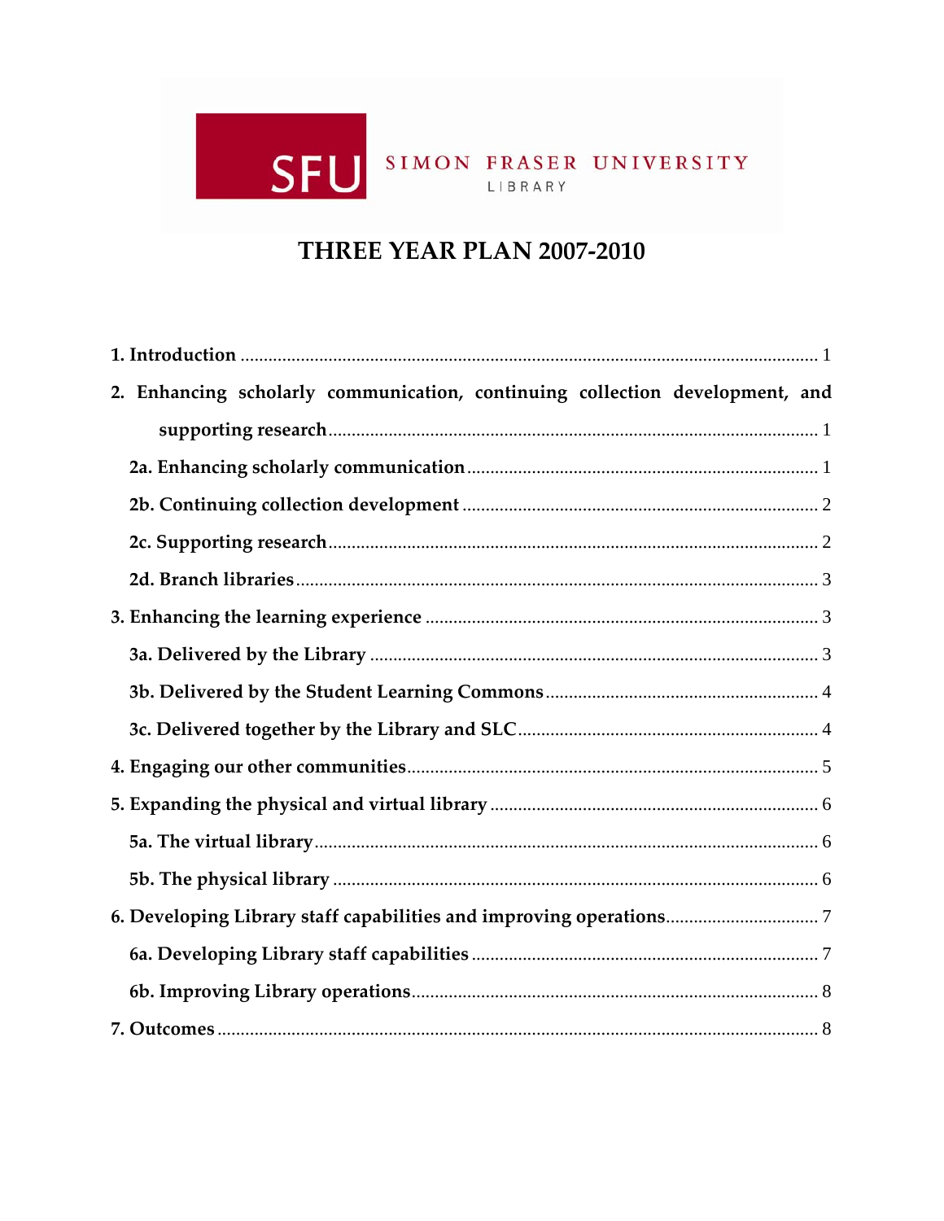SFU SIMON FRASER UNIVERSITY LIBRARY

# THREE YEAR PLAN 2007-2010

**1. Introduction** ........................................................................................................ 1

**2. Enhancing scholarly communication, continuing collection development, and supporting research** ........................................................................................................ 1

**2a. Enhancing scholarly communication** ........................................................................ 1

**2b. Continuing collection development** ........................................................................ 2

**2c. Supporting research** ........................................................................................ 2

**2d. Branch libraries** ........................................................................................ 3

**3. Enhancing the learning experience** ........................................................................ 3

**3a. Delivered by the Library** ........................................................................................ 3

**3b. Delivered by the Student Learning Commons** ........................................................ 4

**3c. Delivered together by the Library and SLC** ........................................................ 4

**4. Engaging our other communities** ........................................................................ 5

**5. Expanding the physical and virtual library** ........................................................ 6

**5a. The virtual library** ........................................................................................ 6

**5b. The physical library** ........................................................................................ 6

**6. Developing Library staff capabilities and improving operations** ........................ 7

**6a. Developing Library staff capabilities** ........................................................................ 7

**6b. Improving Library operations** ........................................................................ 8

**7. Outcomes** ........................................................................................................ 8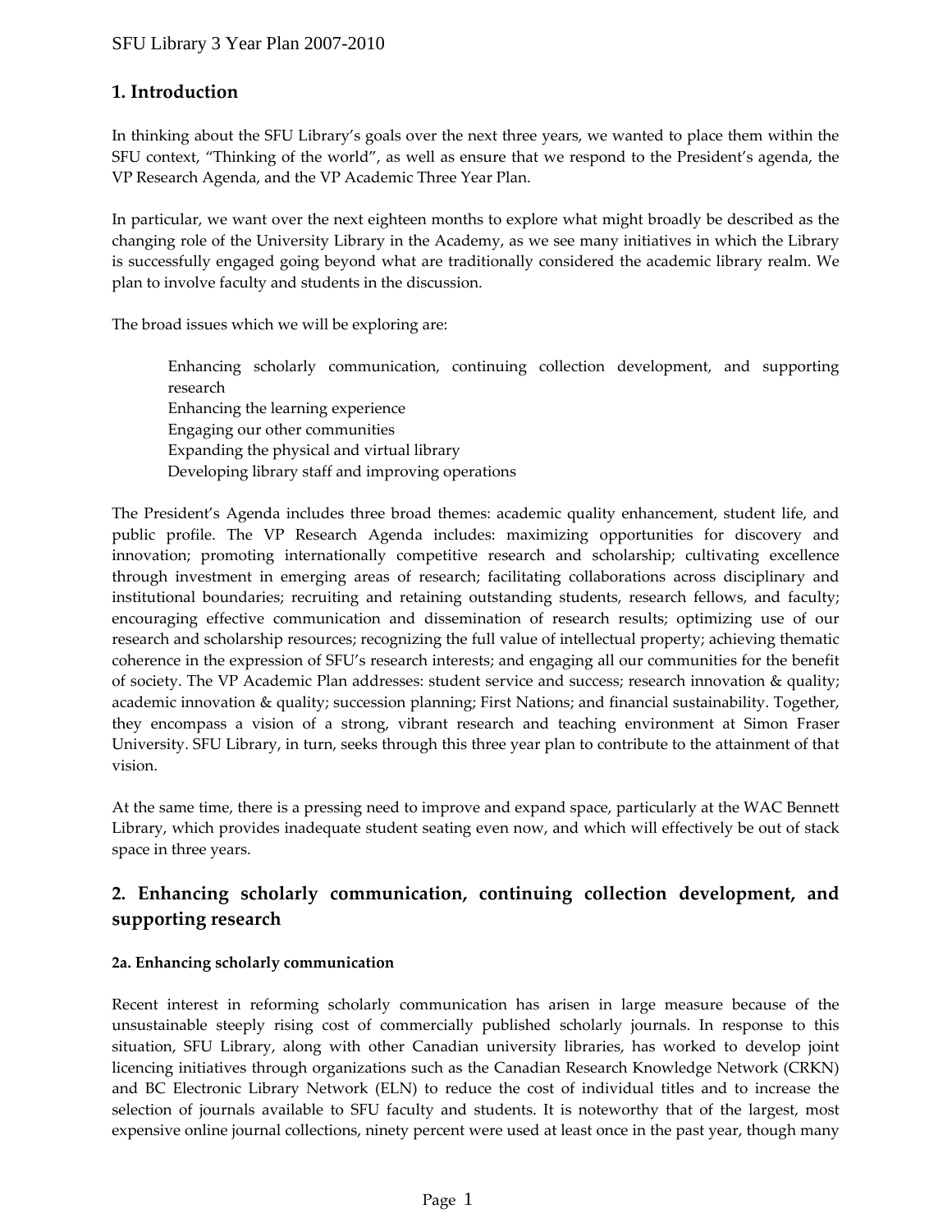## 1. Introduction

In thinking about the SFU Library's goals over the next three years, we wanted to place them within the SFU context, "Thinking of the world", as well as ensure that we respond to the President's agenda, the VP Research Agenda, and the VP Academic Three Year Plan.

In particular, we want over the next eighteen months to explore what might broadly be described as the changing role of the University Library in the Academy, as we see many initiatives in which the Library is successfully engaged going beyond what are traditionally considered the academic library realm. We plan to involve faculty and students in the discussion.

The broad issues which we will be exploring are:

- Enhancing scholarly communication, continuing collection development, and supporting research
- Enhancing the learning experience
- Engaging our other communities
- Expanding the physical and virtual library
- Developing library staff and improving operations

The President's Agenda includes three broad themes: academic quality enhancement, student life, and public profile. The VP Research Agenda includes: maximizing opportunities for discovery and innovation; promoting internationally competitive research and scholarship; cultivating excellence through investment in emerging areas of research; facilitating collaborations across disciplinary and institutional boundaries; recruiting and retaining outstanding students, research fellows, and faculty; encouraging effective communication and dissemination of research results; optimizing use of our research and scholarship resources; recognizing the full value of intellectual property; achieving thematic coherence in the expression of SFU's research interests; and engaging all our communities for the benefit of society. The VP Academic Plan addresses: student service and success; research innovation & quality; academic innovation & quality; succession planning; First Nations; and financial sustainability. Together, they encompass a vision of a strong, vibrant research and teaching environment at Simon Fraser University. SFU Library, in turn, seeks through this three year plan to contribute to the attainment of that vision.

At the same time, there is a pressing need to improve and expand space, particularly at the WAC Bennett Library, which provides inadequate student seating even now, and which will effectively be out of stack space in three years.

## 2. Enhancing scholarly communication, continuing collection development, and supporting research

#### 2a. Enhancing scholarly communication

Recent interest in reforming scholarly communication has arisen in large measure because of the unsustainable steeply rising cost of commercially published scholarly journals. In response to this situation, SFU Library, along with other Canadian university libraries, has worked to develop joint licencing initiatives through organizations such as the Canadian Research Knowledge Network (CRKN) and BC Electronic Library Network (ELN) to reduce the cost of individual titles and to increase the selection of journals available to SFU faculty and students. It is noteworthy that of the largest, most expensive online journal collections, ninety percent were used at least once in the past year, though many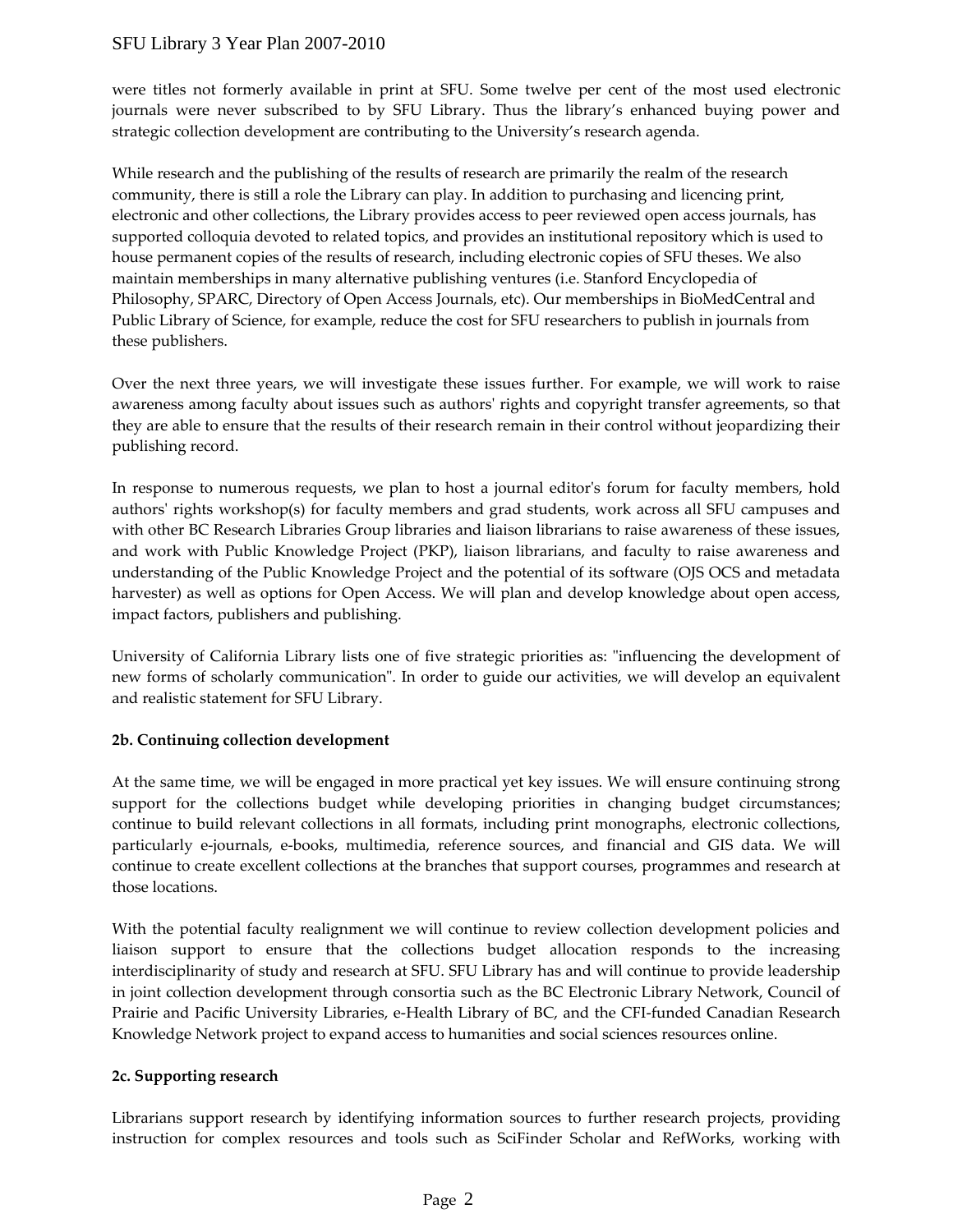were titles not formerly available in print at SFU. Some twelve per cent of the most used electronic journals were never subscribed to by SFU Library. Thus the library's enhanced buying power and strategic collection development are contributing to the University's research agenda.

While research and the publishing of the results of research are primarily the realm of the research community, there is still a role the Library can play. In addition to purchasing and licencing print, electronic and other collections, the Library provides access to peer reviewed open access journals, has supported colloquia devoted to related topics, and provides an institutional repository which is used to house permanent copies of the results of research, including electronic copies of SFU theses. We also maintain memberships in many alternative publishing ventures (i.e. Stanford Encyclopedia of Philosophy, SPARC, Directory of Open Access Journals, etc). Our memberships in BioMedCentral and Public Library of Science, for example, reduce the cost for SFU researchers to publish in journals from these publishers.

Over the next three years, we will investigate these issues further. For example, we will work to raise awareness among faculty about issues such as authors' rights and copyright transfer agreements, so that they are able to ensure that the results of their research remain in their control without jeopardizing their publishing record.

In response to numerous requests, we plan to host a journal editor's forum for faculty members, hold authors' rights workshop(s) for faculty members and grad students, work across all SFU campuses and with other BC Research Libraries Group libraries and liaison librarians to raise awareness of these issues, and work with Public Knowledge Project (PKP), liaison librarians, and faculty to raise awareness and understanding of the Public Knowledge Project and the potential of its software (OJS OCS and metadata harvester) as well as options for Open Access. We will plan and develop knowledge about open access, impact factors, publishers and publishing.

University of California Library lists one of five strategic priorities as: "influencing the development of new forms of scholarly communication". In order to guide our activities, we will develop an equivalent and realistic statement for SFU Library.

**2b. Continuing collection development**

At the same time, we will be engaged in more practical yet key issues. We will ensure continuing strong support for the collections budget while developing priorities in changing budget circumstances; continue to build relevant collections in all formats, including print monographs, electronic collections, particularly e-journals, e-books, multimedia, reference sources, and financial and GIS data. We will continue to create excellent collections at the branches that support courses, programmes and research at those locations.

With the potential faculty realignment we will continue to review collection development policies and liaison support to ensure that the collections budget allocation responds to the increasing interdisciplinarity of study and research at SFU. SFU Library has and will continue to provide leadership in joint collection development through consortia such as the BC Electronic Library Network, Council of Prairie and Pacific University Libraries, e-Health Library of BC, and the CFI-funded Canadian Research Knowledge Network project to expand access to humanities and social sciences resources online.

**2c. Supporting research**

Librarians support research by identifying information sources to further research projects, providing instruction for complex resources and tools such as SciFinder Scholar and RefWorks, working with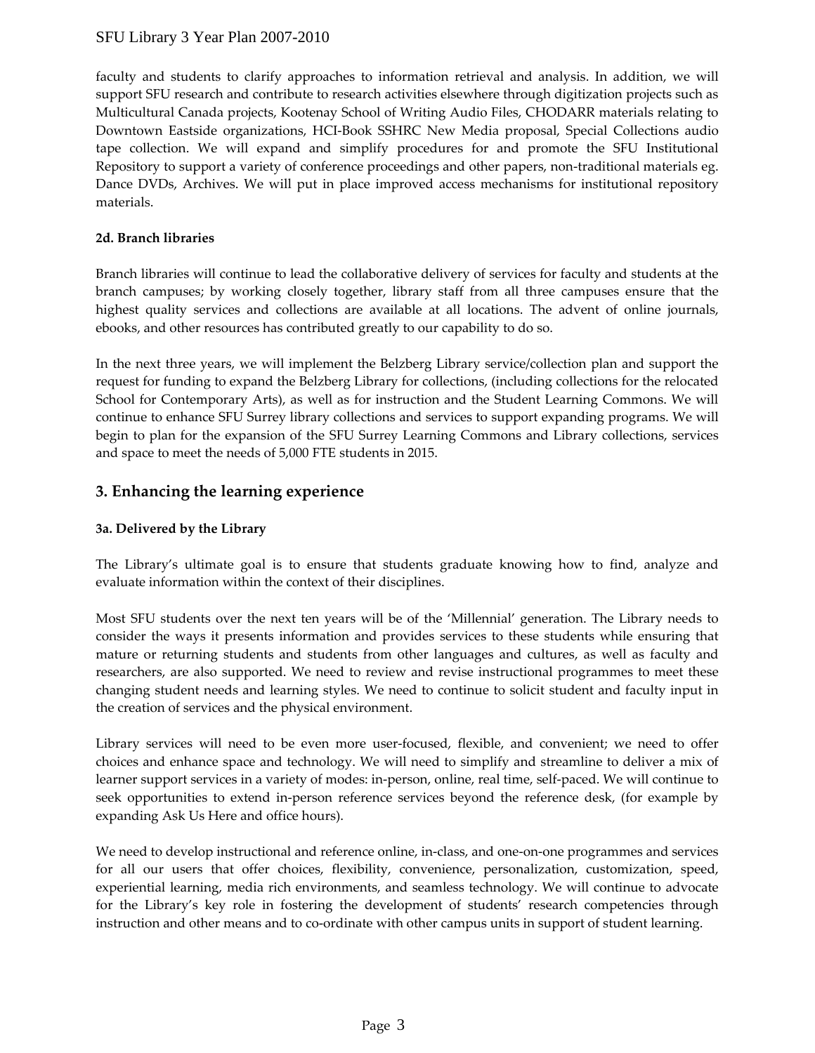faculty and students to clarify approaches to information retrieval and analysis. In addition, we will support SFU research and contribute to research activities elsewhere through digitization projects such as Multicultural Canada projects, Kootenay School of Writing Audio Files, CHODARR materials relating to Downtown Eastside organizations, HCI-Book SSHRC New Media proposal, Special Collections audio tape collection. We will expand and simplify procedures for and promote the SFU Institutional Repository to support a variety of conference proceedings and other papers, non-traditional materials eg. Dance DVDs, Archives. We will put in place improved access mechanisms for institutional repository materials.

**2d. Branch libraries**

Branch libraries will continue to lead the collaborative delivery of services for faculty and students at the branch campuses; by working closely together, library staff from all three campuses ensure that the highest quality services and collections are available at all locations. The advent of online journals, ebooks, and other resources has contributed greatly to our capability to do so.

In the next three years, we will implement the Belzberg Library service/collection plan and support the request for funding to expand the Belzberg Library for collections, (including collections for the relocated School for Contemporary Arts), as well as for instruction and the Student Learning Commons. We will continue to enhance SFU Surrey library collections and services to support expanding programs. We will begin to plan for the expansion of the SFU Surrey Learning Commons and Library collections, services and space to meet the needs of 5,000 FTE students in 2015.

## 3. Enhancing the learning experience

**3a. Delivered by the Library**

The Library's ultimate goal is to ensure that students graduate knowing how to find, analyze and evaluate information within the context of their disciplines.

Most SFU students over the next ten years will be of the 'Millennial' generation. The Library needs to consider the ways it presents information and provides services to these students while ensuring that mature or returning students and students from other languages and cultures, as well as faculty and researchers, are also supported. We need to review and revise instructional programmes to meet these changing student needs and learning styles. We need to continue to solicit student and faculty input in the creation of services and the physical environment.

Library services will need to be even more user-focused, flexible, and convenient; we need to offer choices and enhance space and technology. We will need to simplify and streamline to deliver a mix of learner support services in a variety of modes: in-person, online, real time, self-paced. We will continue to seek opportunities to extend in-person reference services beyond the reference desk, (for example by expanding Ask Us Here and office hours).

We need to develop instructional and reference online, in-class, and one-on-one programmes and services for all our users that offer choices, flexibility, convenience, personalization, customization, speed, experiential learning, media rich environments, and seamless technology. We will continue to advocate for the Library's key role in fostering the development of students' research competencies through instruction and other means and to co-ordinate with other campus units in support of student learning.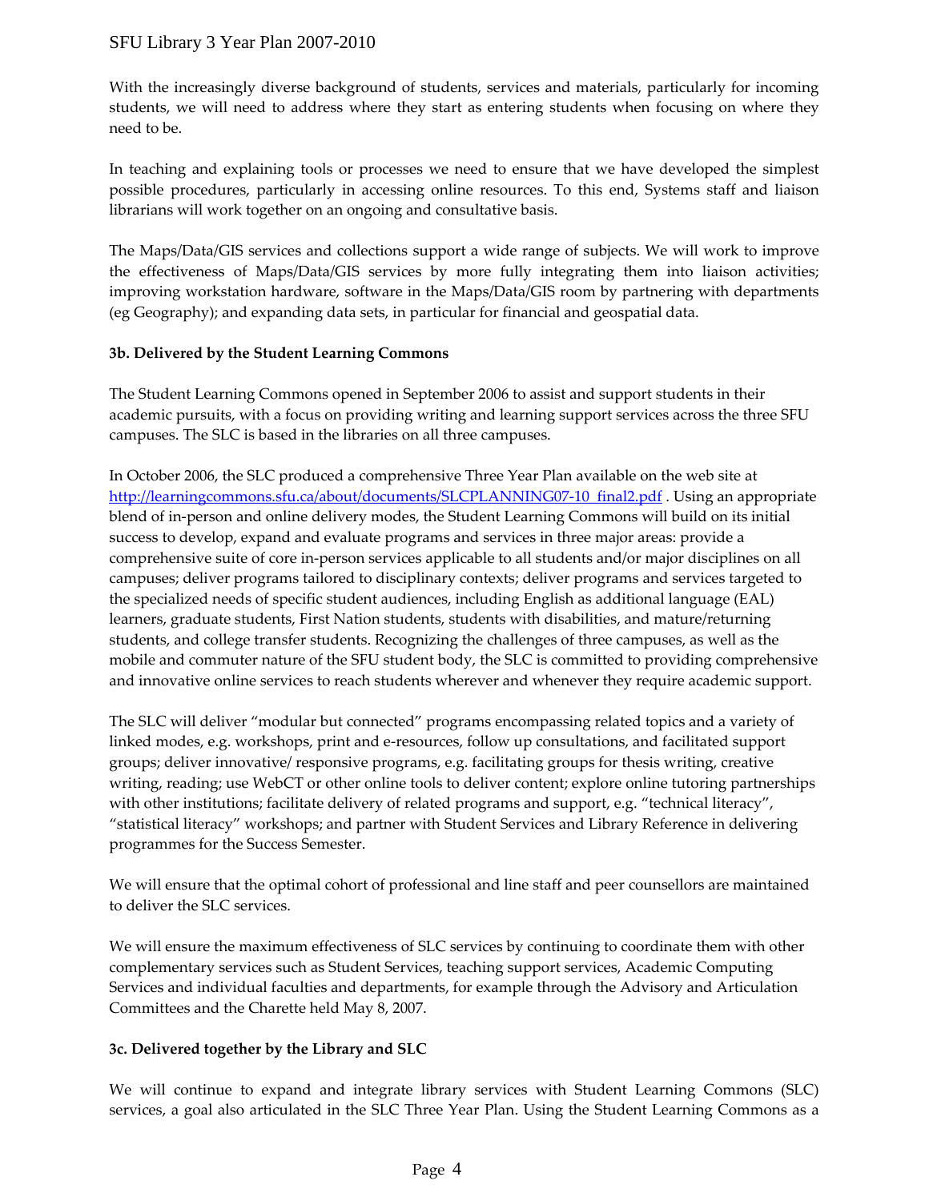With the increasingly diverse background of students, services and materials, particularly for incoming students, we will need to address where they start as entering students when focusing on where they need to be.

In teaching and explaining tools or processes we need to ensure that we have developed the simplest possible procedures, particularly in accessing online resources. To this end, Systems staff and liaison librarians will work together on an ongoing and consultative basis.

The Maps/Data/GIS services and collections support a wide range of subjects. We will work to improve the effectiveness of Maps/Data/GIS services by more fully integrating them into liaison activities; improving workstation hardware, software in the Maps/Data/GIS room by partnering with departments (eg Geography); and expanding data sets, in particular for financial and geospatial data.

**3b. Delivered by the Student Learning Commons**

The Student Learning Commons opened in September 2006 to assist and support students in their academic pursuits, with a focus on providing writing and learning support services across the three SFU campuses. The SLC is based in the libraries on all three campuses.

In October 2006, the SLC produced a comprehensive Three Year Plan available on the web site at http://learningcommons.sfu.ca/about/documents/SLCPLANNING07-10_final2.pdf . Using an appropriate blend of in-person and online delivery modes, the Student Learning Commons will build on its initial success to develop, expand and evaluate programs and services in three major areas: provide a comprehensive suite of core in-person services applicable to all students and/or major disciplines on all campuses; deliver programs tailored to disciplinary contexts; deliver programs and services targeted to the specialized needs of specific student audiences, including English as additional language (EAL) learners, graduate students, First Nation students, students with disabilities, and mature/returning students, and college transfer students. Recognizing the challenges of three campuses, as well as the mobile and commuter nature of the SFU student body, the SLC is committed to providing comprehensive and innovative online services to reach students wherever and whenever they require academic support.

The SLC will deliver "modular but connected" programs encompassing related topics and a variety of linked modes, e.g. workshops, print and e-resources, follow up consultations, and facilitated support groups; deliver innovative/ responsive programs, e.g. facilitating groups for thesis writing, creative writing, reading; use WebCT or other online tools to deliver content; explore online tutoring partnerships with other institutions; facilitate delivery of related programs and support, e.g. "technical literacy", "statistical literacy" workshops; and partner with Student Services and Library Reference in delivering programmes for the Success Semester.

We will ensure that the optimal cohort of professional and line staff and peer counsellors are maintained to deliver the SLC services.

We will ensure the maximum effectiveness of SLC services by continuing to coordinate them with other complementary services such as Student Services, teaching support services, Academic Computing Services and individual faculties and departments, for example through the Advisory and Articulation Committees and the Charette held May 8, 2007.

**3c. Delivered together by the Library and SLC**

We will continue to expand and integrate library services with Student Learning Commons (SLC) services, a goal also articulated in the SLC Three Year Plan. Using the Student Learning Commons as a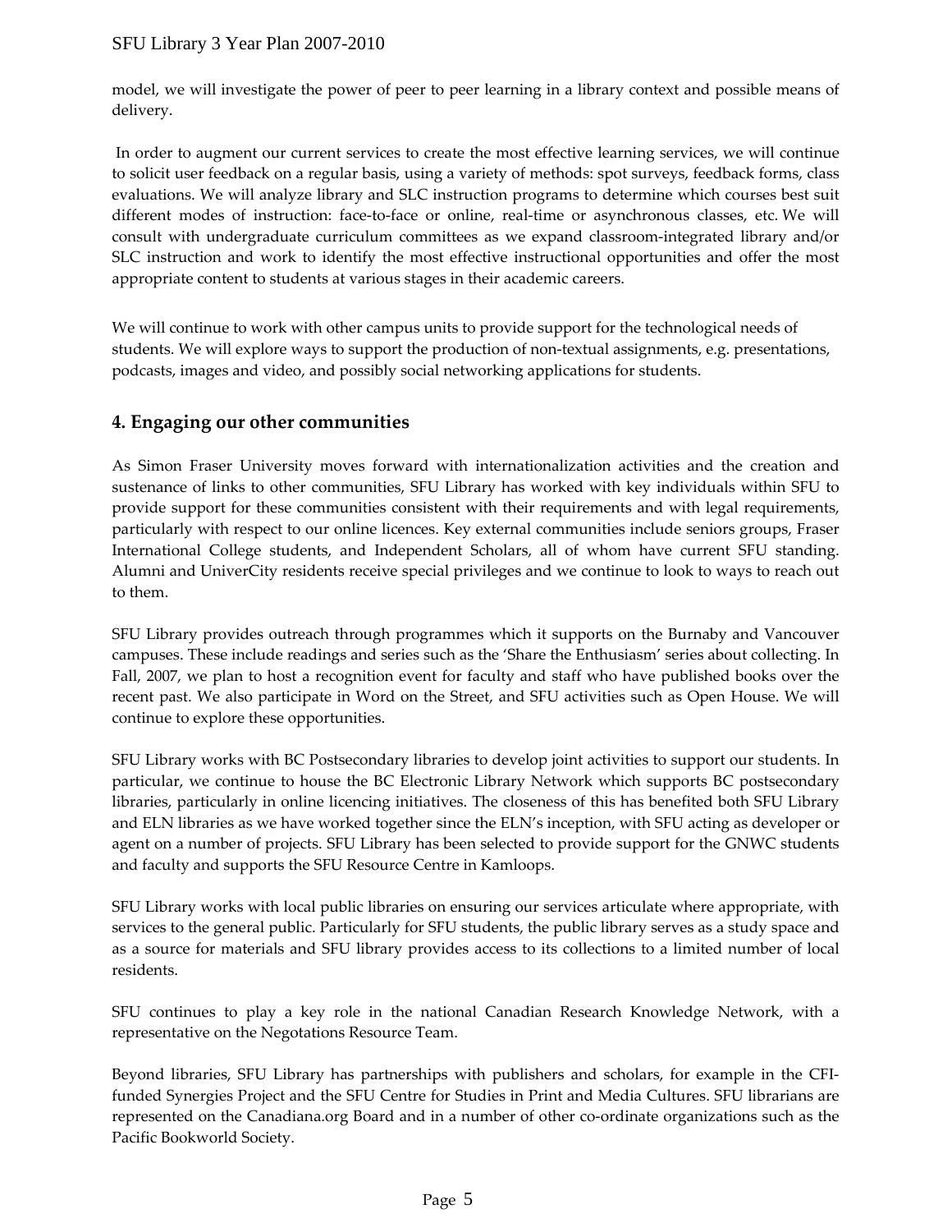model, we will investigate the power of peer to peer learning in a library context and possible means of delivery.

In order to augment our current services to create the most effective learning services, we will continue to solicit user feedback on a regular basis, using a variety of methods: spot surveys, feedback forms, class evaluations. We will analyze library and SLC instruction programs to determine which courses best suit different modes of instruction: face-to-face or online, real-time or asynchronous classes, etc. We will consult with undergraduate curriculum committees as we expand classroom-integrated library and/or SLC instruction and work to identify the most effective instructional opportunities and offer the most appropriate content to students at various stages in their academic careers.

We will continue to work with other campus units to provide support for the technological needs of students. We will explore ways to support the production of non-textual assignments, e.g. presentations, podcasts, images and video, and possibly social networking applications for students.

## 4. Engaging our other communities

As Simon Fraser University moves forward with internationalization activities and the creation and sustenance of links to other communities, SFU Library has worked with key individuals within SFU to provide support for these communities consistent with their requirements and with legal requirements, particularly with respect to our online licences. Key external communities include seniors groups, Fraser International College students, and Independent Scholars, all of whom have current SFU standing. Alumni and UniverCity residents receive special privileges and we continue to look to ways to reach out to them.

SFU Library provides outreach through programmes which it supports on the Burnaby and Vancouver campuses. These include readings and series such as the 'Share the Enthusiasm' series about collecting. In Fall, 2007, we plan to host a recognition event for faculty and staff who have published books over the recent past. We also participate in Word on the Street, and SFU activities such as Open House. We will continue to explore these opportunities.

SFU Library works with BC Postsecondary libraries to develop joint activities to support our students. In particular, we continue to house the BC Electronic Library Network which supports BC postsecondary libraries, particularly in online licencing initiatives. The closeness of this has benefited both SFU Library and ELN libraries as we have worked together since the ELN's inception, with SFU acting as developer or agent on a number of projects. SFU Library has been selected to provide support for the GNWC students and faculty and supports the SFU Resource Centre in Kamloops.

SFU Library works with local public libraries on ensuring our services articulate where appropriate, with services to the general public. Particularly for SFU students, the public library serves as a study space and as a source for materials and SFU library provides access to its collections to a limited number of local residents.

SFU continues to play a key role in the national Canadian Research Knowledge Network, with a representative on the Negotations Resource Team.

Beyond libraries, SFU Library has partnerships with publishers and scholars, for example in the CFI-funded Synergies Project and the SFU Centre for Studies in Print and Media Cultures. SFU librarians are represented on the Canadiana.org Board and in a number of other co-ordinate organizations such as the Pacific Bookworld Society.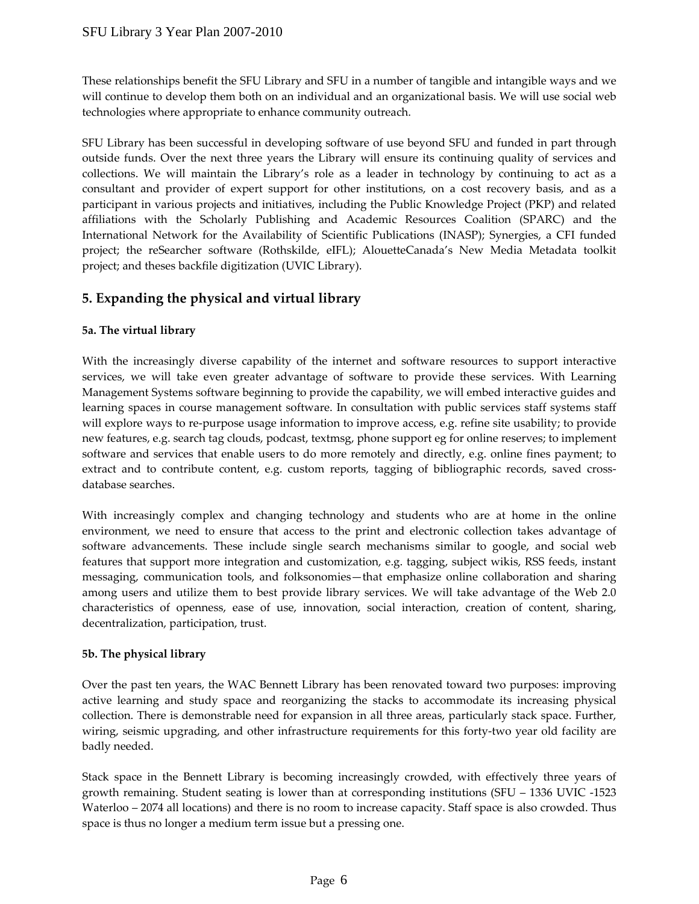These relationships benefit the SFU Library and SFU in a number of tangible and intangible ways and we will continue to develop them both on an individual and an organizational basis. We will use social web technologies where appropriate to enhance community outreach.

SFU Library has been successful in developing software of use beyond SFU and funded in part through outside funds. Over the next three years the Library will ensure its continuing quality of services and collections. We will maintain the Library's role as a leader in technology by continuing to act as a consultant and provider of expert support for other institutions, on a cost recovery basis, and as a participant in various projects and initiatives, including the Public Knowledge Project (PKP) and related affiliations with the Scholarly Publishing and Academic Resources Coalition (SPARC) and the International Network for the Availability of Scientific Publications (INASP); Synergies, a CFI funded project; the reSearcher software (Rothskilde, eIFL); AlouetteCanada's New Media Metadata toolkit project; and theses backfile digitization (UVIC Library).

## 5. Expanding the physical and virtual library

### 5a. The virtual library

With the increasingly diverse capability of the internet and software resources to support interactive services, we will take even greater advantage of software to provide these services. With Learning Management Systems software beginning to provide the capability, we will embed interactive guides and learning spaces in course management software. In consultation with public services staff systems staff will explore ways to re-purpose usage information to improve access, e.g. refine site usability; to provide new features, e.g. search tag clouds, podcast, textmsg, phone support eg for online reserves; to implement software and services that enable users to do more remotely and directly, e.g. online fines payment; to extract and to contribute content, e.g. custom reports, tagging of bibliographic records, saved cross-database searches.

With increasingly complex and changing technology and students who are at home in the online environment, we need to ensure that access to the print and electronic collection takes advantage of software advancements. These include single search mechanisms similar to google, and social web features that support more integration and customization, e.g. tagging, subject wikis, RSS feeds, instant messaging, communication tools, and folksonomies—that emphasize online collaboration and sharing among users and utilize them to best provide library services. We will take advantage of the Web 2.0 characteristics of openness, ease of use, innovation, social interaction, creation of content, sharing, decentralization, participation, trust.

### 5b. The physical library

Over the past ten years, the WAC Bennett Library has been renovated toward two purposes: improving active learning and study space and reorganizing the stacks to accommodate its increasing physical collection. There is demonstrable need for expansion in all three areas, particularly stack space. Further, wiring, seismic upgrading, and other infrastructure requirements for this forty-two year old facility are badly needed.

Stack space in the Bennett Library is becoming increasingly crowded, with effectively three years of growth remaining. Student seating is lower than at corresponding institutions (SFU – 1336 UVIC -1523 Waterloo – 2074 all locations) and there is no room to increase capacity. Staff space is also crowded. Thus space is thus no longer a medium term issue but a pressing one.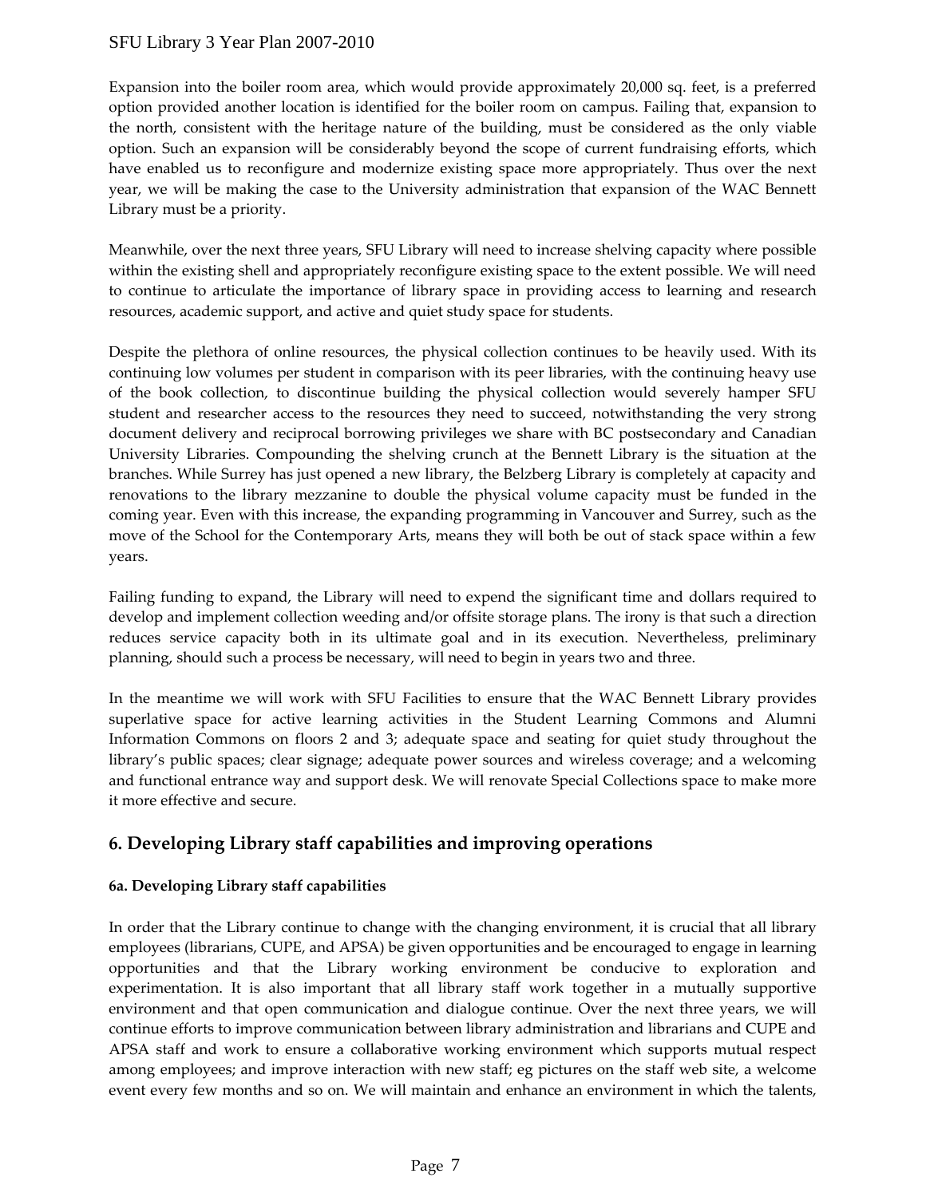Expansion into the boiler room area, which would provide approximately 20,000 sq. feet, is a preferred option provided another location is identified for the boiler room on campus. Failing that, expansion to the north, consistent with the heritage nature of the building, must be considered as the only viable option. Such an expansion will be considerably beyond the scope of current fundraising efforts, which have enabled us to reconfigure and modernize existing space more appropriately. Thus over the next year, we will be making the case to the University administration that expansion of the WAC Bennett Library must be a priority.

Meanwhile, over the next three years, SFU Library will need to increase shelving capacity where possible within the existing shell and appropriately reconfigure existing space to the extent possible. We will need to continue to articulate the importance of library space in providing access to learning and research resources, academic support, and active and quiet study space for students.

Despite the plethora of online resources, the physical collection continues to be heavily used. With its continuing low volumes per student in comparison with its peer libraries, with the continuing heavy use of the book collection, to discontinue building the physical collection would severely hamper SFU student and researcher access to the resources they need to succeed, notwithstanding the very strong document delivery and reciprocal borrowing privileges we share with BC postsecondary and Canadian University Libraries. Compounding the shelving crunch at the Bennett Library is the situation at the branches. While Surrey has just opened a new library, the Belzberg Library is completely at capacity and renovations to the library mezzanine to double the physical volume capacity must be funded in the coming year. Even with this increase, the expanding programming in Vancouver and Surrey, such as the move of the School for the Contemporary Arts, means they will both be out of stack space within a few years.

Failing funding to expand, the Library will need to expend the significant time and dollars required to develop and implement collection weeding and/or offsite storage plans. The irony is that such a direction reduces service capacity both in its ultimate goal and in its execution. Nevertheless, preliminary planning, should such a process be necessary, will need to begin in years two and three.

In the meantime we will work with SFU Facilities to ensure that the WAC Bennett Library provides superlative space for active learning activities in the Student Learning Commons and Alumni Information Commons on floors 2 and 3; adequate space and seating for quiet study throughout the library's public spaces; clear signage; adequate power sources and wireless coverage; and a welcoming and functional entrance way and support desk. We will renovate Special Collections space to make more it more effective and secure.

## 6. Developing Library staff capabilities and improving operations

#### 6a. Developing Library staff capabilities

In order that the Library continue to change with the changing environment, it is crucial that all library employees (librarians, CUPE, and APSA) be given opportunities and be encouraged to engage in learning opportunities and that the Library working environment be conducive to exploration and experimentation. It is also important that all library staff work together in a mutually supportive environment and that open communication and dialogue continue. Over the next three years, we will continue efforts to improve communication between library administration and librarians and CUPE and APSA staff and work to ensure a collaborative working environment which supports mutual respect among employees; and improve interaction with new staff; eg pictures on the staff web site, a welcome event every few months and so on. We will maintain and enhance an environment in which the talents,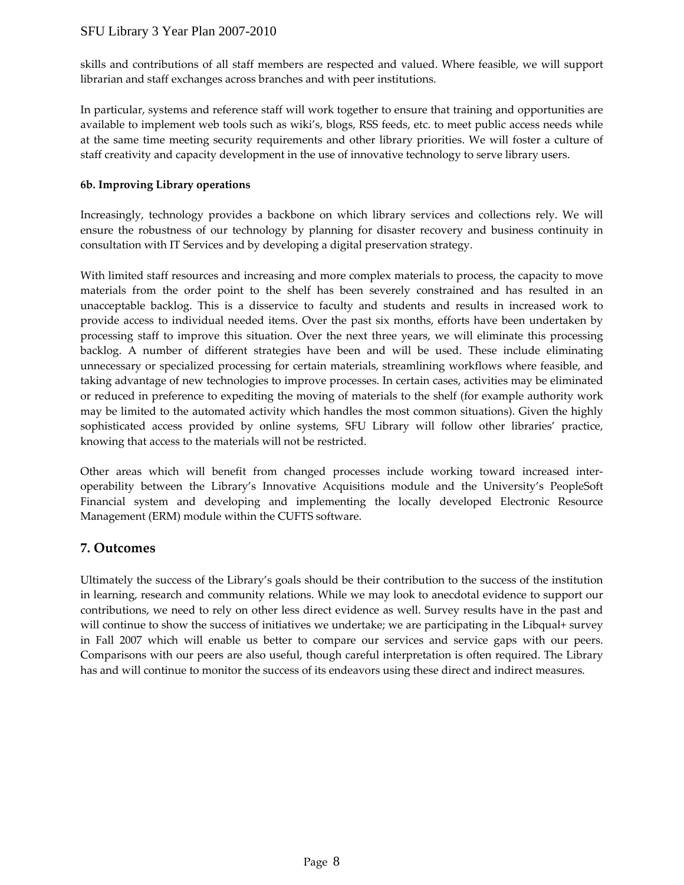skills and contributions of all staff members are respected and valued. Where feasible, we will support librarian and staff exchanges across branches and with peer institutions.

In particular, systems and reference staff will work together to ensure that training and opportunities are available to implement web tools such as wiki's, blogs, RSS feeds, etc. to meet public access needs while at the same time meeting security requirements and other library priorities. We will foster a culture of staff creativity and capacity development in the use of innovative technology to serve library users.

**6b. Improving Library operations**

Increasingly, technology provides a backbone on which library services and collections rely. We will ensure the robustness of our technology by planning for disaster recovery and business continuity in consultation with IT Services and by developing a digital preservation strategy.

With limited staff resources and increasing and more complex materials to process, the capacity to move materials from the order point to the shelf has been severely constrained and has resulted in an unacceptable backlog. This is a disservice to faculty and students and results in increased work to provide access to individual needed items. Over the past six months, efforts have been undertaken by processing staff to improve this situation. Over the next three years, we will eliminate this processing backlog. A number of different strategies have been and will be used. These include eliminating unnecessary or specialized processing for certain materials, streamlining workflows where feasible, and taking advantage of new technologies to improve processes. In certain cases, activities may be eliminated or reduced in preference to expediting the moving of materials to the shelf (for example authority work may be limited to the automated activity which handles the most common situations). Given the highly sophisticated access provided by online systems, SFU Library will follow other libraries' practice, knowing that access to the materials will not be restricted.

Other areas which will benefit from changed processes include working toward increased inter-operability between the Library's Innovative Acquisitions module and the University's PeopleSoft Financial system and developing and implementing the locally developed Electronic Resource Management (ERM) module within the CUFTS software.

## 7. Outcomes

Ultimately the success of the Library's goals should be their contribution to the success of the institution in learning, research and community relations. While we may look to anecdotal evidence to support our contributions, we need to rely on other less direct evidence as well. Survey results have in the past and will continue to show the success of initiatives we undertake; we are participating in the Libqual+ survey in Fall 2007 which will enable us better to compare our services and service gaps with our peers. Comparisons with our peers are also useful, though careful interpretation is often required. The Library has and will continue to monitor the success of its endeavors using these direct and indirect measures.